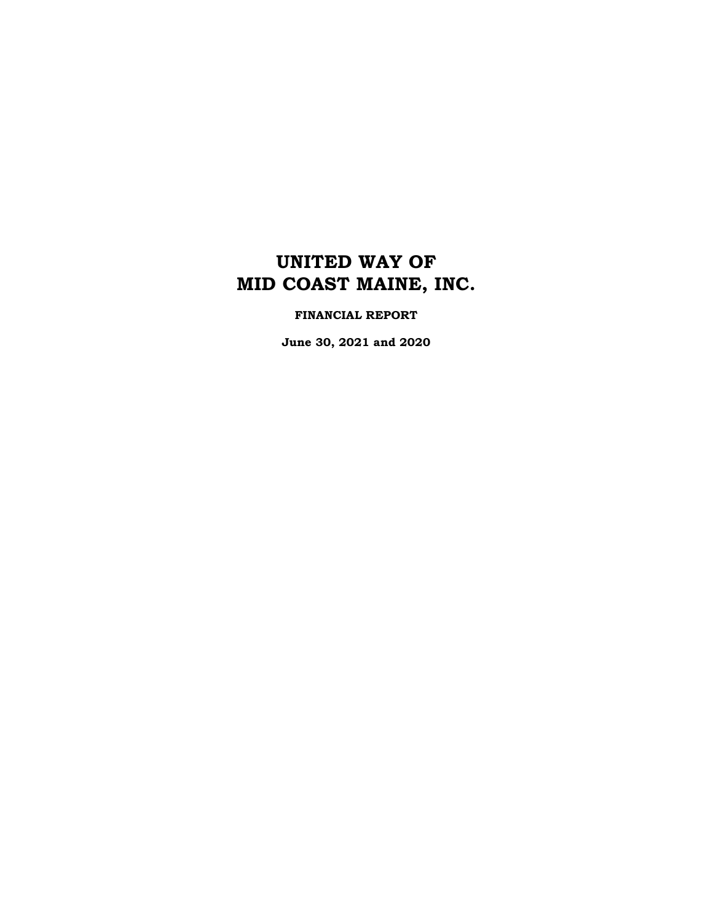# UNITED WAY OF MID COAST MAINE, INC.

**FINANCIAL REPORT**

**June 30, 2021 and 2020**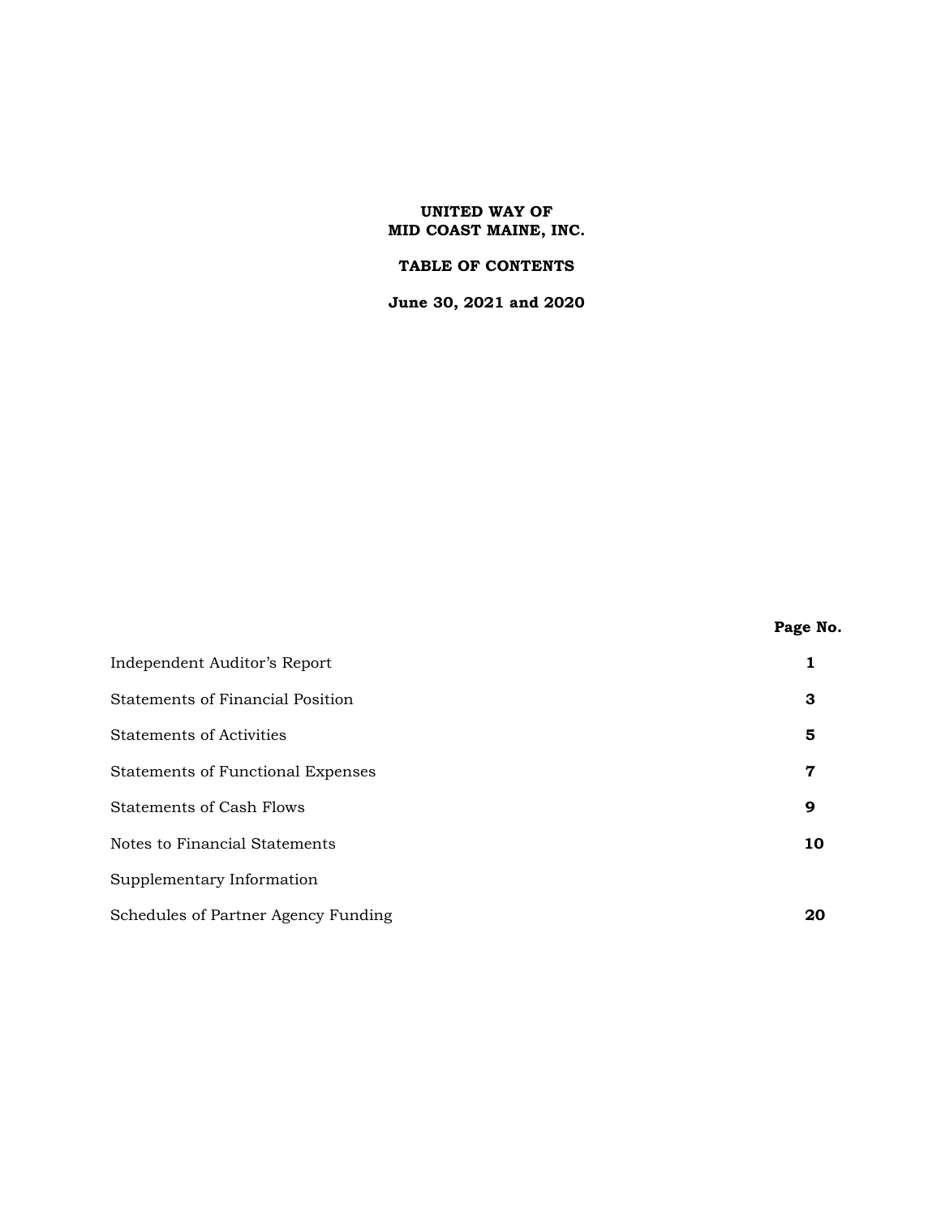**UNITED WAY OF**
**MID COAST MAINE, INC.**

**TABLE OF CONTENTS**

**June 30, 2021 and 2020**

| | Page No. |
|---|---|
| Independent Auditor's Report | 1 |
| Statements of Financial Position | 3 |
| Statements of Activities | 5 |
| Statements of Functional Expenses | 7 |
| Statements of Cash Flows | 9 |
| Notes to Financial Statements | 10 |
| Supplementary Information | |
| Schedules of Partner Agency Funding | 20 |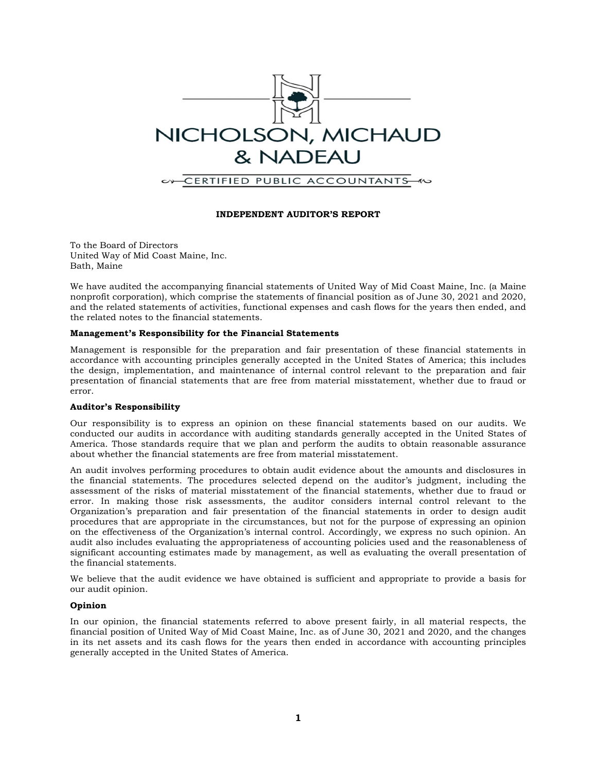NICHOLSON, MICHAUD & NADEAU

CERTIFIED PUBLIC ACCOUNTANTS

**INDEPENDENT AUDITOR'S REPORT**

To the Board of Directors
United Way of Mid Coast Maine, Inc.
Bath, Maine

We have audited the accompanying financial statements of United Way of Mid Coast Maine, Inc. (a Maine nonprofit corporation), which comprise the statements of financial position as of June 30, 2021 and 2020, and the related statements of activities, functional expenses and cash flows for the years then ended, and the related notes to the financial statements.

**Management's Responsibility for the Financial Statements**

Management is responsible for the preparation and fair presentation of these financial statements in accordance with accounting principles generally accepted in the United States of America; this includes the design, implementation, and maintenance of internal control relevant to the preparation and fair presentation of financial statements that are free from material misstatement, whether due to fraud or error.

**Auditor's Responsibility**

Our responsibility is to express an opinion on these financial statements based on our audits. We conducted our audits in accordance with auditing standards generally accepted in the United States of America. Those standards require that we plan and perform the audits to obtain reasonable assurance about whether the financial statements are free from material misstatement.

An audit involves performing procedures to obtain audit evidence about the amounts and disclosures in the financial statements. The procedures selected depend on the auditor's judgment, including the assessment of the risks of material misstatement of the financial statements, whether due to fraud or error. In making those risk assessments, the auditor considers internal control relevant to the Organization's preparation and fair presentation of the financial statements in order to design audit procedures that are appropriate in the circumstances, but not for the purpose of expressing an opinion on the effectiveness of the Organization's internal control. Accordingly, we express no such opinion. An audit also includes evaluating the appropriateness of accounting policies used and the reasonableness of significant accounting estimates made by management, as well as evaluating the overall presentation of the financial statements.

We believe that the audit evidence we have obtained is sufficient and appropriate to provide a basis for our audit opinion.

**Opinion**

In our opinion, the financial statements referred to above present fairly, in all material respects, the financial position of United Way of Mid Coast Maine, Inc. as of June 30, 2021 and 2020, and the changes in its net assets and its cash flows for the years then ended in accordance with accounting principles generally accepted in the United States of America.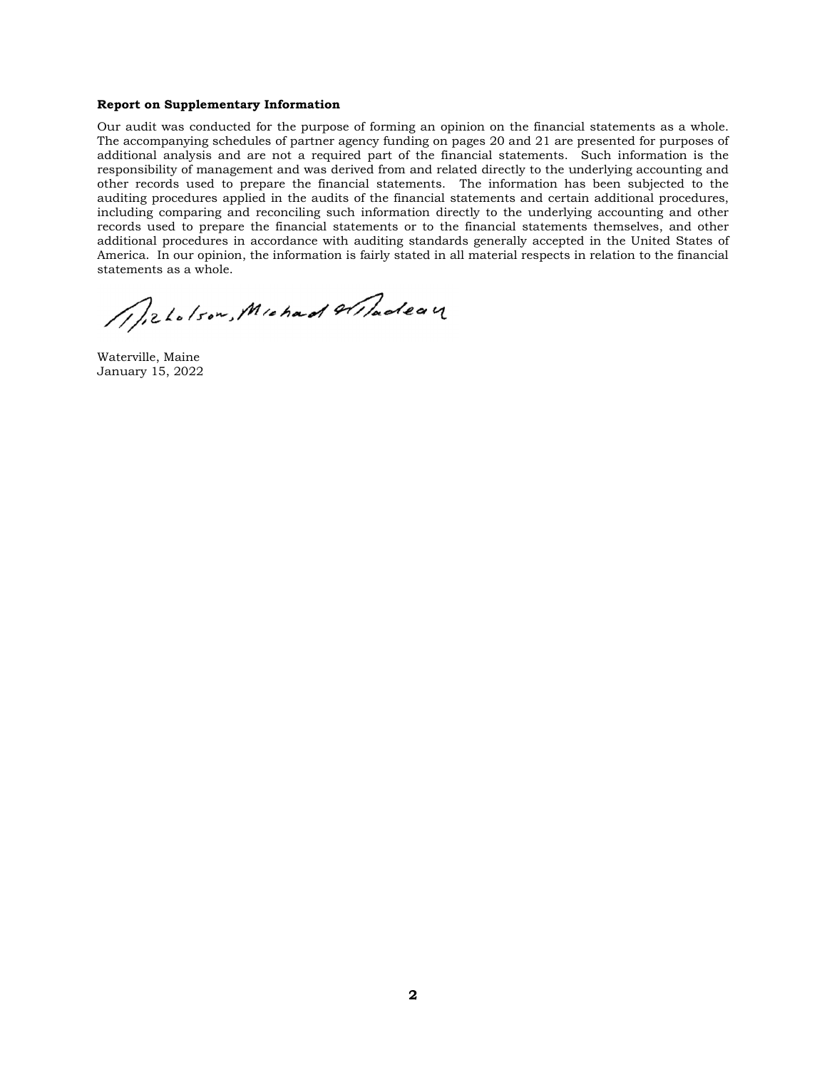**Report on Supplementary Information**

Our audit was conducted for the purpose of forming an opinion on the financial statements as a whole. The accompanying schedules of partner agency funding on pages 20 and 21 are presented for purposes of additional analysis and are not a required part of the financial statements. Such information is the responsibility of management and was derived from and related directly to the underlying accounting and other records used to prepare the financial statements. The information has been subjected to the auditing procedures applied in the audits of the financial statements and certain additional procedures, including comparing and reconciling such information directly to the underlying accounting and other records used to prepare the financial statements or to the financial statements themselves, and other additional procedures in accordance with auditing standards generally accepted in the United States of America. In our opinion, the information is fairly stated in all material respects in relation to the financial statements as a whole.

Nicholson, Michaud & Madeau

Waterville, Maine
January 15, 2022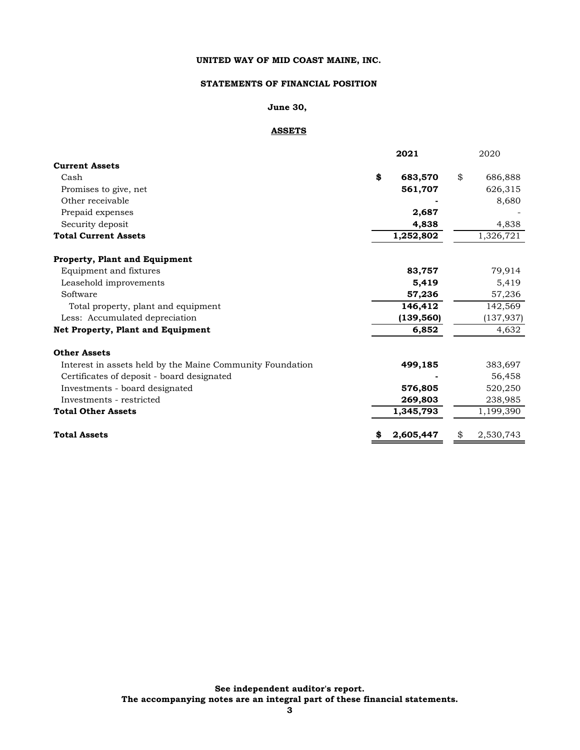**UNITED WAY OF MID COAST MAINE, INC.**

**STATEMENTS OF FINANCIAL POSITION**

**June 30,**

**ASSETS**

| | 2021 | 2020 |
|---|---|---|
| **Current Assets** | | |
| Cash | **$ 683,570** | $ 686,888 |
| Promises to give, net | **561,707** | 626,315 |
| Other receivable | **-** | 8,680 |
| Prepaid expenses | **2,687** | - |
| Security deposit | **4,838** | 4,838 |
| **Total Current Assets** | **1,252,802** | 1,326,721 |
| **Property, Plant and Equipment** | | |
| Equipment and fixtures | **83,757** | 79,914 |
| Leasehold improvements | **5,419** | 5,419 |
| Software | **57,236** | 57,236 |
| Total property, plant and equipment | **146,412** | 142,569 |
| Less: Accumulated depreciation | **(139,560)** | (137,937) |
| **Net Property, Plant and Equipment** | **6,852** | 4,632 |
| **Other Assets** | | |
| Interest in assets held by the Maine Community Foundation | **499,185** | 383,697 |
| Certificates of deposit - board designated | **-** | 56,458 |
| Investments - board designated | **576,805** | 520,250 |
| Investments - restricted | **269,803** | 238,985 |
| **Total Other Assets** | **1,345,793** | 1,199,390 |
| **Total Assets** | **$ 2,605,447** | $ 2,530,743 |

**See independent auditor's report.**
**The accompanying notes are an integral part of these financial statements.**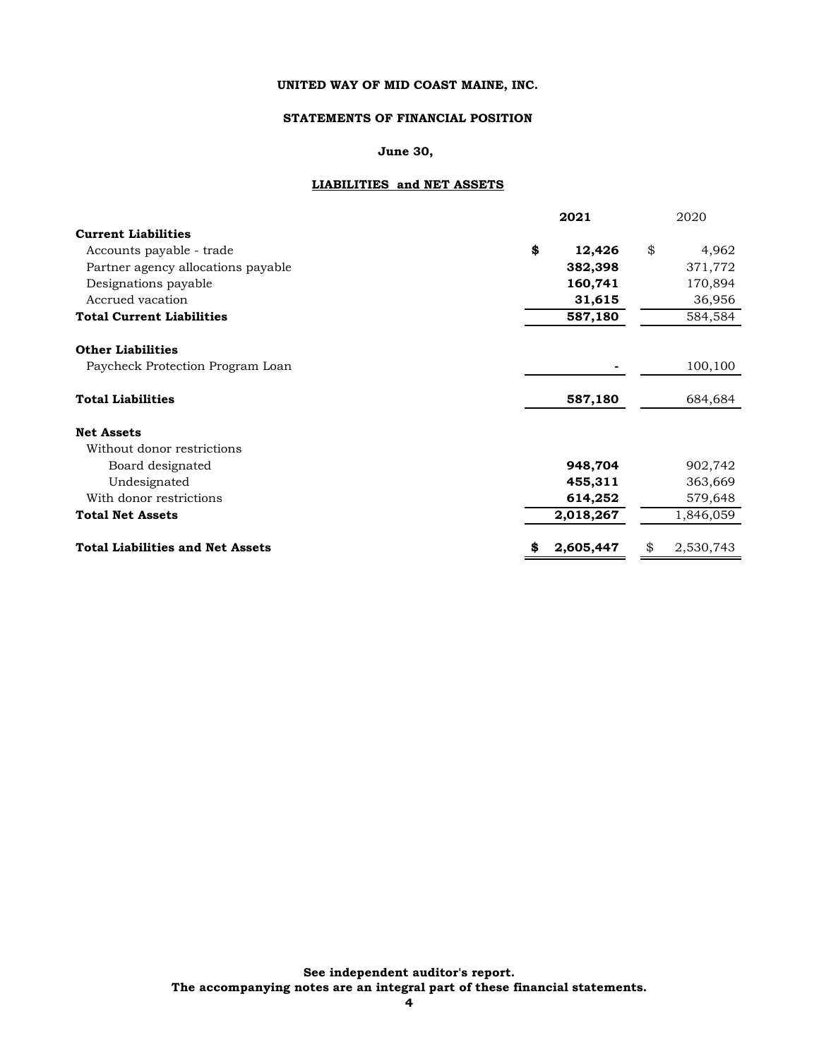**UNITED WAY OF MID COAST MAINE, INC.**

**STATEMENTS OF FINANCIAL POSITION**

**June 30,**

**LIABILITIES and NET ASSETS**

| | 2021 | 2020 |
|---|---|---|
| **Current Liabilities** | | |
| Accounts payable - trade | **$ 12,426** | $ 4,962 |
| Partner agency allocations payable | **382,398** | 371,772 |
| Designations payable | **160,741** | 170,894 |
| Accrued vacation | **31,615** | 36,956 |
| **Total Current Liabilities** | **587,180** | 584,584 |
| **Other Liabilities** | | |
| Paycheck Protection Program Loan | **-** | 100,100 |
| **Total Liabilities** | **587,180** | 684,684 |
| **Net Assets** | | |
| Without donor restrictions | | |
| Board designated | **948,704** | 902,742 |
| Undesignated | **455,311** | 363,669 |
| With donor restrictions | **614,252** | 579,648 |
| **Total Net Assets** | **2,018,267** | 1,846,059 |
| **Total Liabilities and Net Assets** | **$ 2,605,447** | $ 2,530,743 |

**See independent auditor's report.**
**The accompanying notes are an integral part of these financial statements.**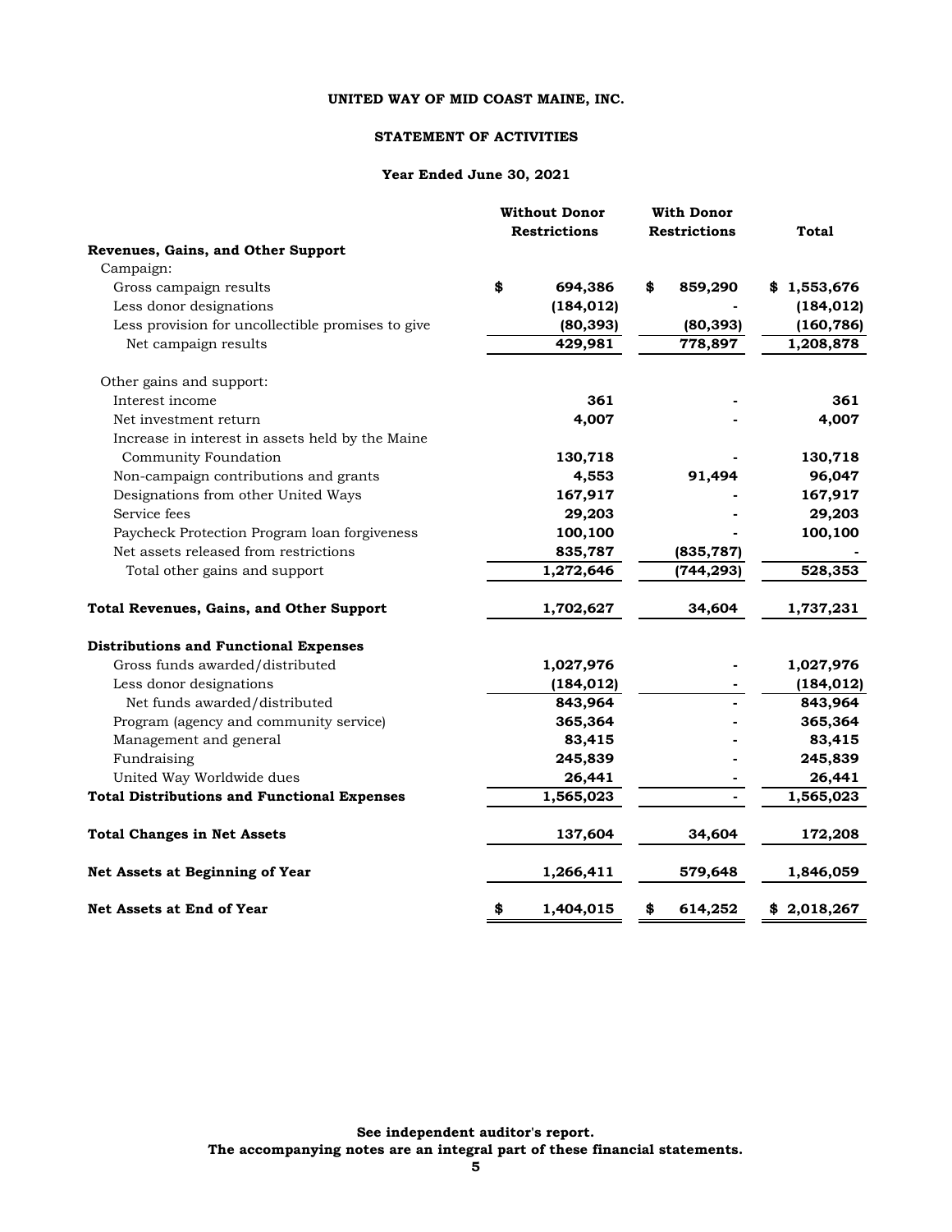**UNITED WAY OF MID COAST MAINE, INC.**

**STATEMENT OF ACTIVITIES**

**Year Ended June 30, 2021**

| | Without Donor Restrictions | With Donor Restrictions | Total |
|---|---|---|---|
| **Revenues, Gains, and Other Support** | | | |
| Campaign: | | | |
| Gross campaign results | $ 694,386 | $ 859,290 | $ 1,553,676 |
| Less donor designations | (184,012) | - | (184,012) |
| Less provision for uncollectible promises to give | (80,393) | (80,393) | (160,786) |
| Net campaign results | 429,981 | 778,897 | 1,208,878 |
| Other gains and support: | | | |
| Interest income | 361 | - | 361 |
| Net investment return | 4,007 | - | 4,007 |
| Increase in interest in assets held by the Maine Community Foundation | 130,718 | - | 130,718 |
| Non-campaign contributions and grants | 4,553 | 91,494 | 96,047 |
| Designations from other United Ways | 167,917 | - | 167,917 |
| Service fees | 29,203 | - | 29,203 |
| Paycheck Protection Program loan forgiveness | 100,100 | - | 100,100 |
| Net assets released from restrictions | 835,787 | (835,787) | - |
| Total other gains and support | 1,272,646 | (744,293) | 528,353 |
| **Total Revenues, Gains, and Other Support** | 1,702,627 | 34,604 | 1,737,231 |
| **Distributions and Functional Expenses** | | | |
| Gross funds awarded/distributed | 1,027,976 | - | 1,027,976 |
| Less donor designations | (184,012) | - | (184,012) |
| Net funds awarded/distributed | 843,964 | - | 843,964 |
| Program (agency and community service) | 365,364 | - | 365,364 |
| Management and general | 83,415 | - | 83,415 |
| Fundraising | 245,839 | - | 245,839 |
| United Way Worldwide dues | 26,441 | - | 26,441 |
| **Total Distributions and Functional Expenses** | 1,565,023 | - | 1,565,023 |
| **Total Changes in Net Assets** | 137,604 | 34,604 | 172,208 |
| **Net Assets at Beginning of Year** | 1,266,411 | 579,648 | 1,846,059 |
| **Net Assets at End of Year** | $ 1,404,015 | $ 614,252 | $ 2,018,267 |

**See independent auditor's report.**
**The accompanying notes are an integral part of these financial statements.**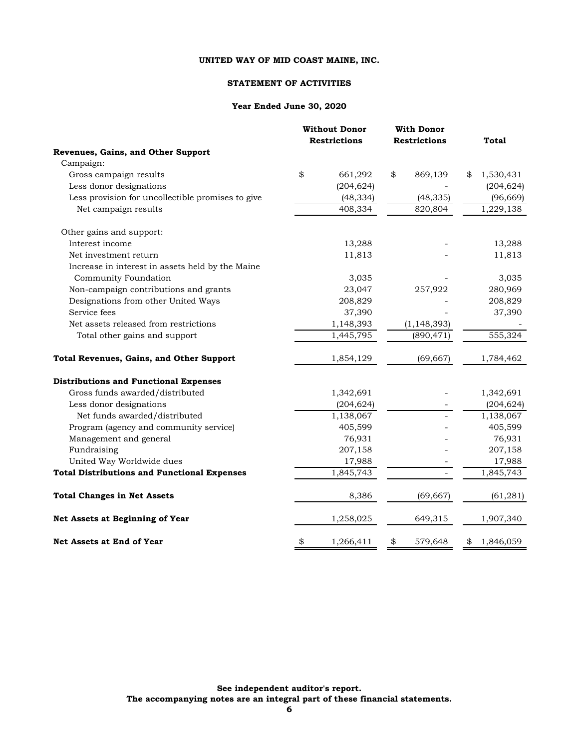**UNITED WAY OF MID COAST MAINE, INC.**

**STATEMENT OF ACTIVITIES**

**Year Ended June 30, 2020**

| | Without Donor Restrictions | With Donor Restrictions | Total |
|---|---|---|---|
| **Revenues, Gains, and Other Support** | | | |
| Campaign: | | | |
| Gross campaign results | $ 661,292 | $ 869,139 | $ 1,530,431 |
| Less donor designations | (204,624) | - | (204,624) |
| Less provision for uncollectible promises to give | (48,334) | (48,335) | (96,669) |
| Net campaign results | 408,334 | 820,804 | 1,229,138 |
| Other gains and support: | | | |
| Interest income | 13,288 | - | 13,288 |
| Net investment return | 11,813 | - | 11,813 |
| Increase in interest in assets held by the Maine Community Foundation | 3,035 | - | 3,035 |
| Non-campaign contributions and grants | 23,047 | 257,922 | 280,969 |
| Designations from other United Ways | 208,829 | - | 208,829 |
| Service fees | 37,390 | - | 37,390 |
| Net assets released from restrictions | 1,148,393 | (1,148,393) | - |
| Total other gains and support | 1,445,795 | (890,471) | 555,324 |
| **Total Revenues, Gains, and Other Support** | 1,854,129 | (69,667) | 1,784,462 |
| **Distributions and Functional Expenses** | | | |
| Gross funds awarded/distributed | 1,342,691 | - | 1,342,691 |
| Less donor designations | (204,624) | - | (204,624) |
| Net funds awarded/distributed | 1,138,067 | - | 1,138,067 |
| Program (agency and community service) | 405,599 | - | 405,599 |
| Management and general | 76,931 | - | 76,931 |
| Fundraising | 207,158 | - | 207,158 |
| United Way Worldwide dues | 17,988 | - | 17,988 |
| **Total Distributions and Functional Expenses** | 1,845,743 | - | 1,845,743 |
| **Total Changes in Net Assets** | 8,386 | (69,667) | (61,281) |
| **Net Assets at Beginning of Year** | 1,258,025 | 649,315 | 1,907,340 |
| **Net Assets at End of Year** | $ 1,266,411 | $ 579,648 | $ 1,846,059 |

**See independent auditor's report.**
**The accompanying notes are an integral part of these financial statements.**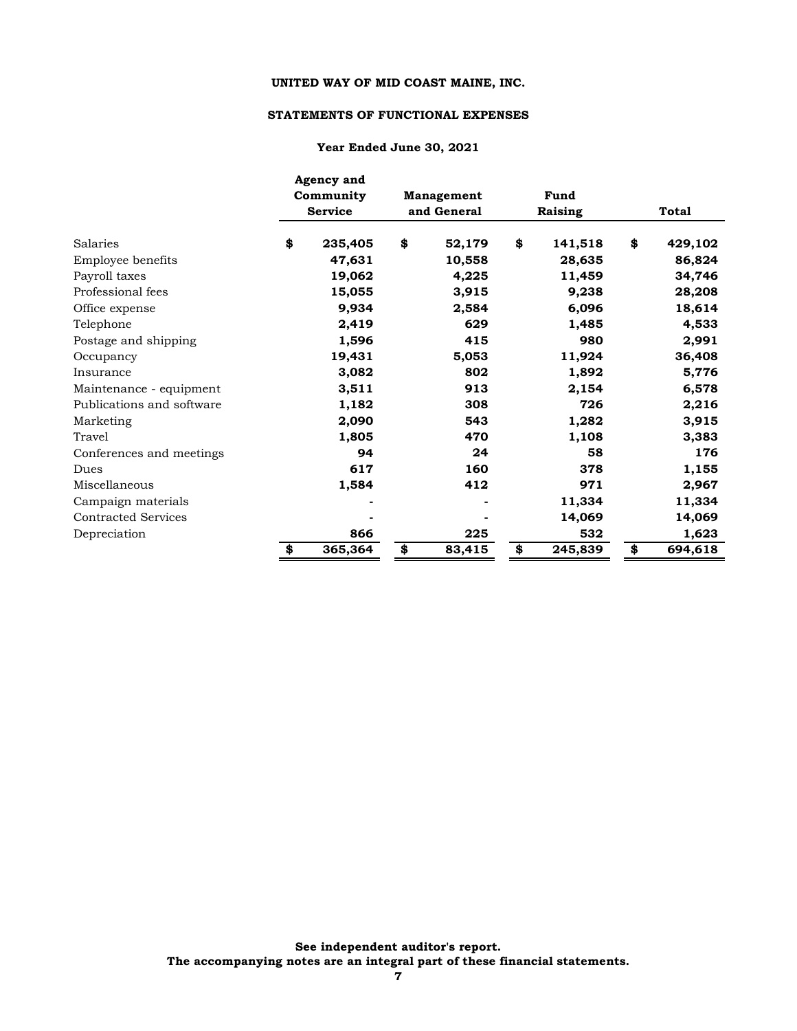**UNITED WAY OF MID COAST MAINE, INC.**

**STATEMENTS OF FUNCTIONAL EXPENSES**

**Year Ended June 30, 2021**

| | Agency and Community Service | Management and General | Fund Raising | Total |
|---|---|---|---|---|
| Salaries | $ 235,405 | $ 52,179 | $ 141,518 | $ 429,102 |
| Employee benefits | 47,631 | 10,558 | 28,635 | 86,824 |
| Payroll taxes | 19,062 | 4,225 | 11,459 | 34,746 |
| Professional fees | 15,055 | 3,915 | 9,238 | 28,208 |
| Office expense | 9,934 | 2,584 | 6,096 | 18,614 |
| Telephone | 2,419 | 629 | 1,485 | 4,533 |
| Postage and shipping | 1,596 | 415 | 980 | 2,991 |
| Occupancy | 19,431 | 5,053 | 11,924 | 36,408 |
| Insurance | 3,082 | 802 | 1,892 | 5,776 |
| Maintenance - equipment | 3,511 | 913 | 2,154 | 6,578 |
| Publications and software | 1,182 | 308 | 726 | 2,216 |
| Marketing | 2,090 | 543 | 1,282 | 3,915 |
| Travel | 1,805 | 470 | 1,108 | 3,383 |
| Conferences and meetings | 94 | 24 | 58 | 176 |
| Dues | 617 | 160 | 378 | 1,155 |
| Miscellaneous | 1,584 | 412 | 971 | 2,967 |
| Campaign materials | - | - | 11,334 | 11,334 |
| Contracted Services | - | - | 14,069 | 14,069 |
| Depreciation | 866 | 225 | 532 | 1,623 |
| | $ 365,364 | $ 83,415 | $ 245,839 | $ 694,618 |

**See independent auditor's report.**
**The accompanying notes are an integral part of these financial statements.**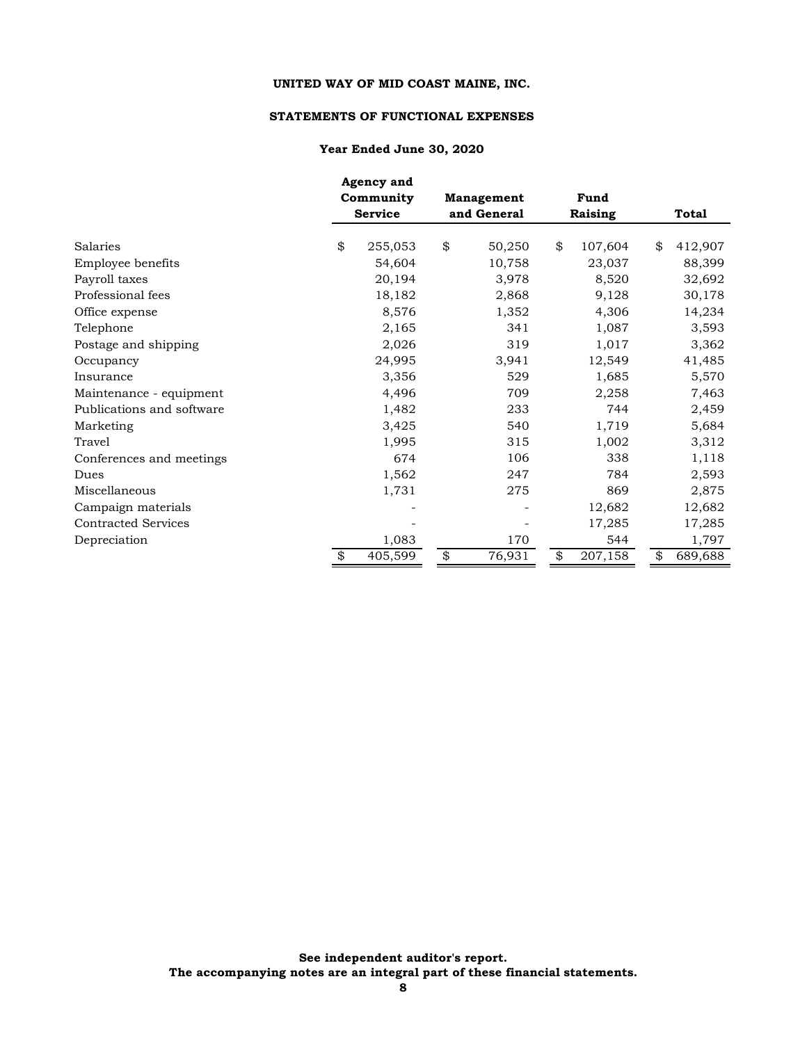**UNITED WAY OF MID COAST MAINE, INC.**

**STATEMENTS OF FUNCTIONAL EXPENSES**

**Year Ended June 30, 2020**

| | Agency and Community Service | Management and General | Fund Raising | Total |
|---|---|---|---|---|
| Salaries | $ 255,053 | $ 50,250 | $ 107,604 | $ 412,907 |
| Employee benefits | 54,604 | 10,758 | 23,037 | 88,399 |
| Payroll taxes | 20,194 | 3,978 | 8,520 | 32,692 |
| Professional fees | 18,182 | 2,868 | 9,128 | 30,178 |
| Office expense | 8,576 | 1,352 | 4,306 | 14,234 |
| Telephone | 2,165 | 341 | 1,087 | 3,593 |
| Postage and shipping | 2,026 | 319 | 1,017 | 3,362 |
| Occupancy | 24,995 | 3,941 | 12,549 | 41,485 |
| Insurance | 3,356 | 529 | 1,685 | 5,570 |
| Maintenance - equipment | 4,496 | 709 | 2,258 | 7,463 |
| Publications and software | 1,482 | 233 | 744 | 2,459 |
| Marketing | 3,425 | 540 | 1,719 | 5,684 |
| Travel | 1,995 | 315 | 1,002 | 3,312 |
| Conferences and meetings | 674 | 106 | 338 | 1,118 |
| Dues | 1,562 | 247 | 784 | 2,593 |
| Miscellaneous | 1,731 | 275 | 869 | 2,875 |
| Campaign materials | - | - | 12,682 | 12,682 |
| Contracted Services | - | - | 17,285 | 17,285 |
| Depreciation | 1,083 | 170 | 544 | 1,797 |
| | $ 405,599 | $ 76,931 | $ 207,158 | $ 689,688 |

**See independent auditor's report.**
**The accompanying notes are an integral part of these financial statements.**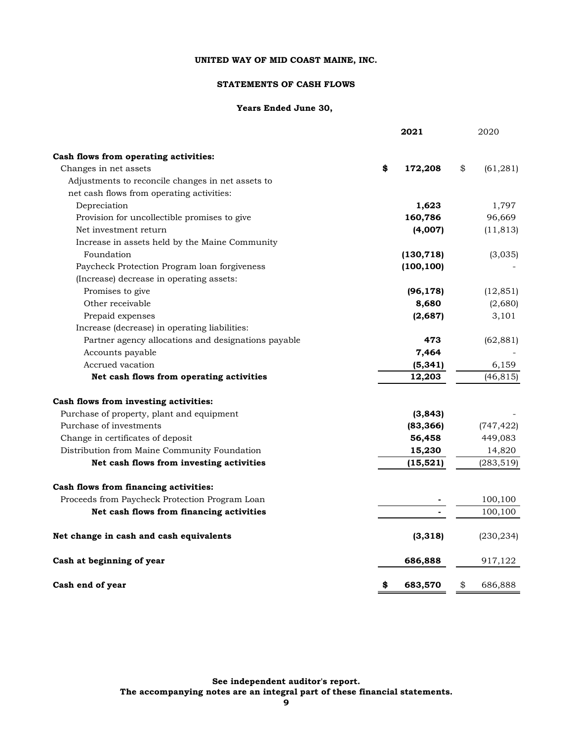**UNITED WAY OF MID COAST MAINE, INC.**

**STATEMENTS OF CASH FLOWS**

**Years Ended June 30,**

| | **2021** | 2020 |
|---|---|---|
| **Cash flows from operating activities:** | | |
| Changes in net assets | **$ 172,208** | $ (61,281) |
| Adjustments to reconcile changes in net assets to net cash flows from operating activities: | | |
| Depreciation | **1,623** | 1,797 |
| Provision for uncollectible promises to give | **160,786** | 96,669 |
| Net investment return | **(4,007)** | (11,813) |
| Increase in assets held by the Maine Community Foundation | **(130,718)** | (3,035) |
| Paycheck Protection Program loan forgiveness | **(100,100)** | - |
| (Increase) decrease in operating assets: | | |
| Promises to give | **(96,178)** | (12,851) |
| Other receivable | **8,680** | (2,680) |
| Prepaid expenses | **(2,687)** | 3,101 |
| Increase (decrease) in operating liabilities: | | |
| Partner agency allocations and designations payable | **473** | (62,881) |
| Accounts payable | **7,464** | - |
| Accrued vacation | **(5,341)** | 6,159 |
| **Net cash flows from operating activities** | **12,203** | (46,815) |
| **Cash flows from investing activities:** | | |
| Purchase of property, plant and equipment | **(3,843)** | - |
| Purchase of investments | **(83,366)** | (747,422) |
| Change in certificates of deposit | **56,458** | 449,083 |
| Distribution from Maine Community Foundation | **15,230** | 14,820 |
| **Net cash flows from investing activities** | **(15,521)** | (283,519) |
| **Cash flows from financing activities:** | | |
| Proceeds from Paycheck Protection Program Loan | **-** | 100,100 |
| **Net cash flows from financing activities** | **-** | 100,100 |
| **Net change in cash and cash equivalents** | **(3,318)** | (230,234) |
| **Cash at beginning of year** | **686,888** | 917,122 |
| **Cash end of year** | **$ 683,570** | $ 686,888 |

**See independent auditor's report.**
**The accompanying notes are an integral part of these financial statements.**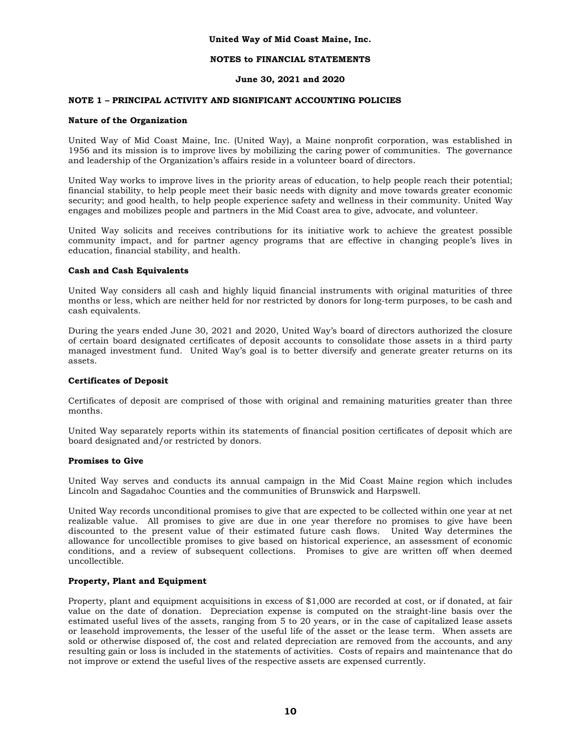**United Way of Mid Coast Maine, Inc.**

**NOTES to FINANCIAL STATEMENTS**

**June 30, 2021 and 2020**

## NOTE 1 – PRINCIPAL ACTIVITY AND SIGNIFICANT ACCOUNTING POLICIES

### Nature of the Organization

United Way of Mid Coast Maine, Inc. (United Way), a Maine nonprofit corporation, was established in 1956 and its mission is to improve lives by mobilizing the caring power of communities. The governance and leadership of the Organization's affairs reside in a volunteer board of directors.

United Way works to improve lives in the priority areas of education, to help people reach their potential; financial stability, to help people meet their basic needs with dignity and move towards greater economic security; and good health, to help people experience safety and wellness in their community. United Way engages and mobilizes people and partners in the Mid Coast area to give, advocate, and volunteer.

United Way solicits and receives contributions for its initiative work to achieve the greatest possible community impact, and for partner agency programs that are effective in changing people's lives in education, financial stability, and health.

### Cash and Cash Equivalents

United Way considers all cash and highly liquid financial instruments with original maturities of three months or less, which are neither held for nor restricted by donors for long-term purposes, to be cash and cash equivalents.

During the years ended June 30, 2021 and 2020, United Way's board of directors authorized the closure of certain board designated certificates of deposit accounts to consolidate those assets in a third party managed investment fund. United Way's goal is to better diversify and generate greater returns on its assets.

### Certificates of Deposit

Certificates of deposit are comprised of those with original and remaining maturities greater than three months.

United Way separately reports within its statements of financial position certificates of deposit which are board designated and/or restricted by donors.

### Promises to Give

United Way serves and conducts its annual campaign in the Mid Coast Maine region which includes Lincoln and Sagadahoc Counties and the communities of Brunswick and Harpswell.

United Way records unconditional promises to give that are expected to be collected within one year at net realizable value. All promises to give are due in one year therefore no promises to give have been discounted to the present value of their estimated future cash flows. United Way determines the allowance for uncollectible promises to give based on historical experience, an assessment of economic conditions, and a review of subsequent collections. Promises to give are written off when deemed uncollectible.

### Property, Plant and Equipment

Property, plant and equipment acquisitions in excess of $1,000 are recorded at cost, or if donated, at fair value on the date of donation. Depreciation expense is computed on the straight-line basis over the estimated useful lives of the assets, ranging from 5 to 20 years, or in the case of capitalized lease assets or leasehold improvements, the lesser of the useful life of the asset or the lease term. When assets are sold or otherwise disposed of, the cost and related depreciation are removed from the accounts, and any resulting gain or loss is included in the statements of activities. Costs of repairs and maintenance that do not improve or extend the useful lives of the respective assets are expensed currently.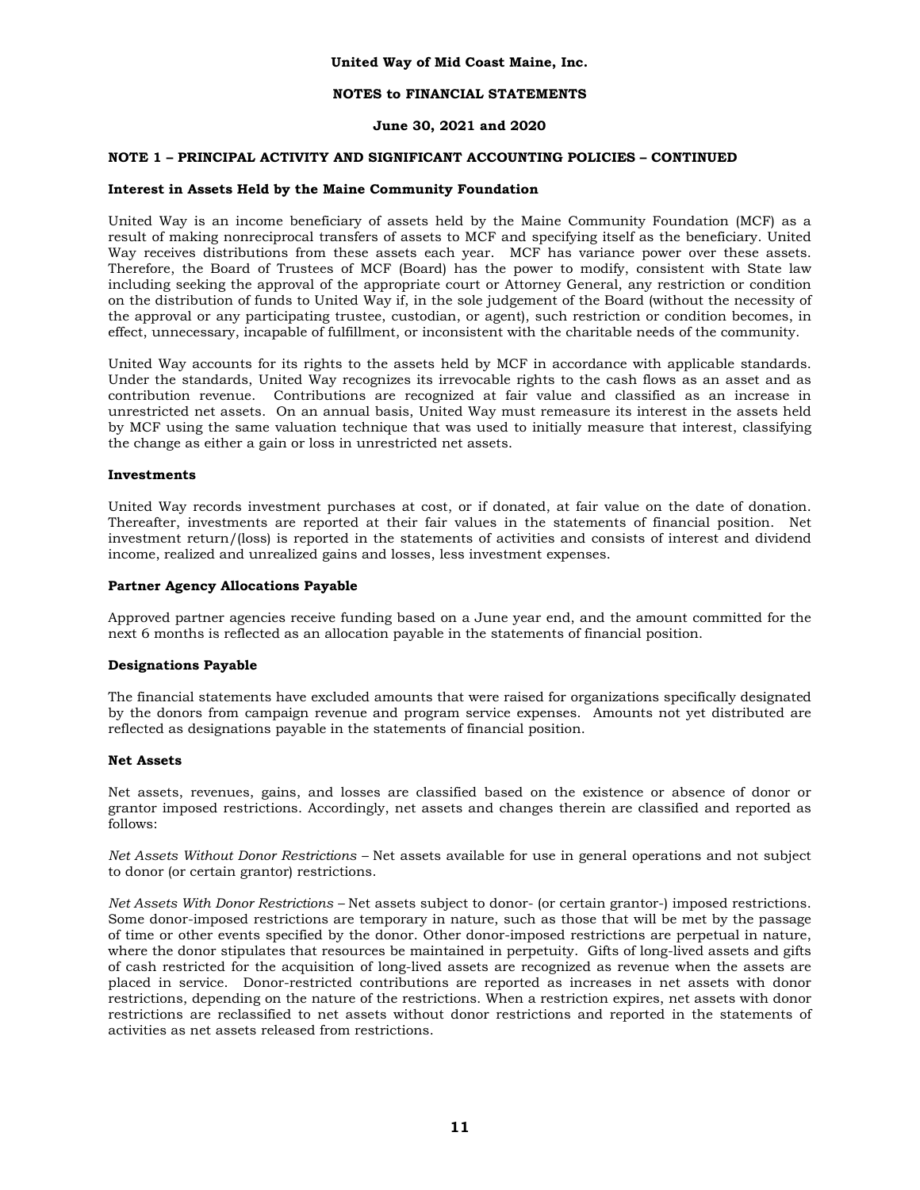# United Way of Mid Coast Maine, Inc.

## NOTES to FINANCIAL STATEMENTS

### June 30, 2021 and 2020

**NOTE 1 – PRINCIPAL ACTIVITY AND SIGNIFICANT ACCOUNTING POLICIES – CONTINUED**

**Interest in Assets Held by the Maine Community Foundation**

United Way is an income beneficiary of assets held by the Maine Community Foundation (MCF) as a result of making nonreciprocal transfers of assets to MCF and specifying itself as the beneficiary. United Way receives distributions from these assets each year. MCF has variance power over these assets. Therefore, the Board of Trustees of MCF (Board) has the power to modify, consistent with State law including seeking the approval of the appropriate court or Attorney General, any restriction or condition on the distribution of funds to United Way if, in the sole judgement of the Board (without the necessity of the approval or any participating trustee, custodian, or agent), such restriction or condition becomes, in effect, unnecessary, incapable of fulfillment, or inconsistent with the charitable needs of the community.

United Way accounts for its rights to the assets held by MCF in accordance with applicable standards. Under the standards, United Way recognizes its irrevocable rights to the cash flows as an asset and as contribution revenue. Contributions are recognized at fair value and classified as an increase in unrestricted net assets. On an annual basis, United Way must remeasure its interest in the assets held by MCF using the same valuation technique that was used to initially measure that interest, classifying the change as either a gain or loss in unrestricted net assets.

**Investments**

United Way records investment purchases at cost, or if donated, at fair value on the date of donation. Thereafter, investments are reported at their fair values in the statements of financial position. Net investment return/(loss) is reported in the statements of activities and consists of interest and dividend income, realized and unrealized gains and losses, less investment expenses.

**Partner Agency Allocations Payable**

Approved partner agencies receive funding based on a June year end, and the amount committed for the next 6 months is reflected as an allocation payable in the statements of financial position.

**Designations Payable**

The financial statements have excluded amounts that were raised for organizations specifically designated by the donors from campaign revenue and program service expenses. Amounts not yet distributed are reflected as designations payable in the statements of financial position.

**Net Assets**

Net assets, revenues, gains, and losses are classified based on the existence or absence of donor or grantor imposed restrictions. Accordingly, net assets and changes therein are classified and reported as follows:

*Net Assets Without Donor Restrictions* – Net assets available for use in general operations and not subject to donor (or certain grantor) restrictions.

*Net Assets With Donor Restrictions* – Net assets subject to donor- (or certain grantor-) imposed restrictions. Some donor-imposed restrictions are temporary in nature, such as those that will be met by the passage of time or other events specified by the donor. Other donor-imposed restrictions are perpetual in nature, where the donor stipulates that resources be maintained in perpetuity. Gifts of long-lived assets and gifts of cash restricted for the acquisition of long-lived assets are recognized as revenue when the assets are placed in service. Donor-restricted contributions are reported as increases in net assets with donor restrictions, depending on the nature of the restrictions. When a restriction expires, net assets with donor restrictions are reclassified to net assets without donor restrictions and reported in the statements of activities as net assets released from restrictions.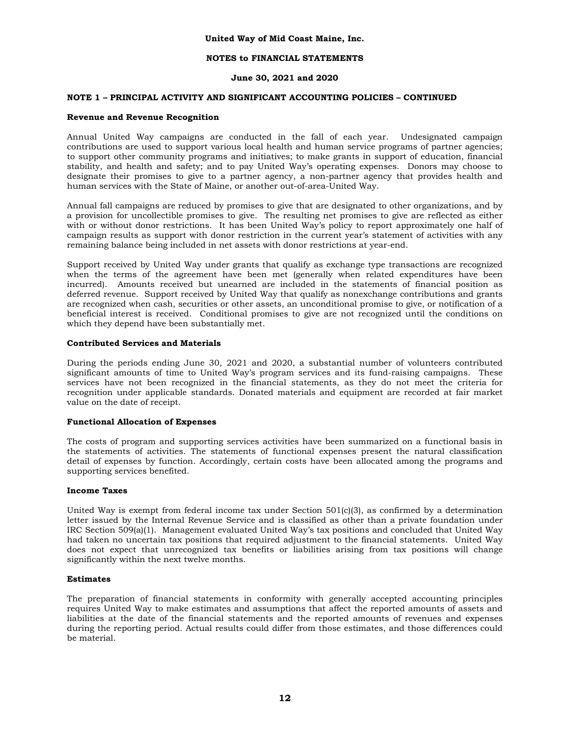United Way of Mid Coast Maine, Inc.

NOTES to FINANCIAL STATEMENTS

June 30, 2021 and 2020

## NOTE 1 – PRINCIPAL ACTIVITY AND SIGNIFICANT ACCOUNTING POLICIES – CONTINUED

### Revenue and Revenue Recognition

Annual United Way campaigns are conducted in the fall of each year. Undesignated campaign contributions are used to support various local health and human service programs of partner agencies; to support other community programs and initiatives; to make grants in support of education, financial stability, and health and safety; and to pay United Way's operating expenses. Donors may choose to designate their promises to give to a partner agency, a non-partner agency that provides health and human services with the State of Maine, or another out-of-area-United Way.

Annual fall campaigns are reduced by promises to give that are designated to other organizations, and by a provision for uncollectible promises to give. The resulting net promises to give are reflected as either with or without donor restrictions. It has been United Way's policy to report approximately one half of campaign results as support with donor restriction in the current year's statement of activities with any remaining balance being included in net assets with donor restrictions at year-end.

Support received by United Way under grants that qualify as exchange type transactions are recognized when the terms of the agreement have been met (generally when related expenditures have been incurred). Amounts received but unearned are included in the statements of financial position as deferred revenue. Support received by United Way that qualify as nonexchange contributions and grants are recognized when cash, securities or other assets, an unconditional promise to give, or notification of a beneficial interest is received. Conditional promises to give are not recognized until the conditions on which they depend have been substantially met.

### Contributed Services and Materials

During the periods ending June 30, 2021 and 2020, a substantial number of volunteers contributed significant amounts of time to United Way's program services and its fund-raising campaigns. These services have not been recognized in the financial statements, as they do not meet the criteria for recognition under applicable standards. Donated materials and equipment are recorded at fair market value on the date of receipt.

### Functional Allocation of Expenses

The costs of program and supporting services activities have been summarized on a functional basis in the statements of activities. The statements of functional expenses present the natural classification detail of expenses by function. Accordingly, certain costs have been allocated among the programs and supporting services benefited.

### Income Taxes

United Way is exempt from federal income tax under Section 501(c)(3), as confirmed by a determination letter issued by the Internal Revenue Service and is classified as other than a private foundation under IRC Section 509(a)(1). Management evaluated United Way's tax positions and concluded that United Way had taken no uncertain tax positions that required adjustment to the financial statements. United Way does not expect that unrecognized tax benefits or liabilities arising from tax positions will change significantly within the next twelve months.

### Estimates

The preparation of financial statements in conformity with generally accepted accounting principles requires United Way to make estimates and assumptions that affect the reported amounts of assets and liabilities at the date of the financial statements and the reported amounts of revenues and expenses during the reporting period. Actual results could differ from those estimates, and those differences could be material.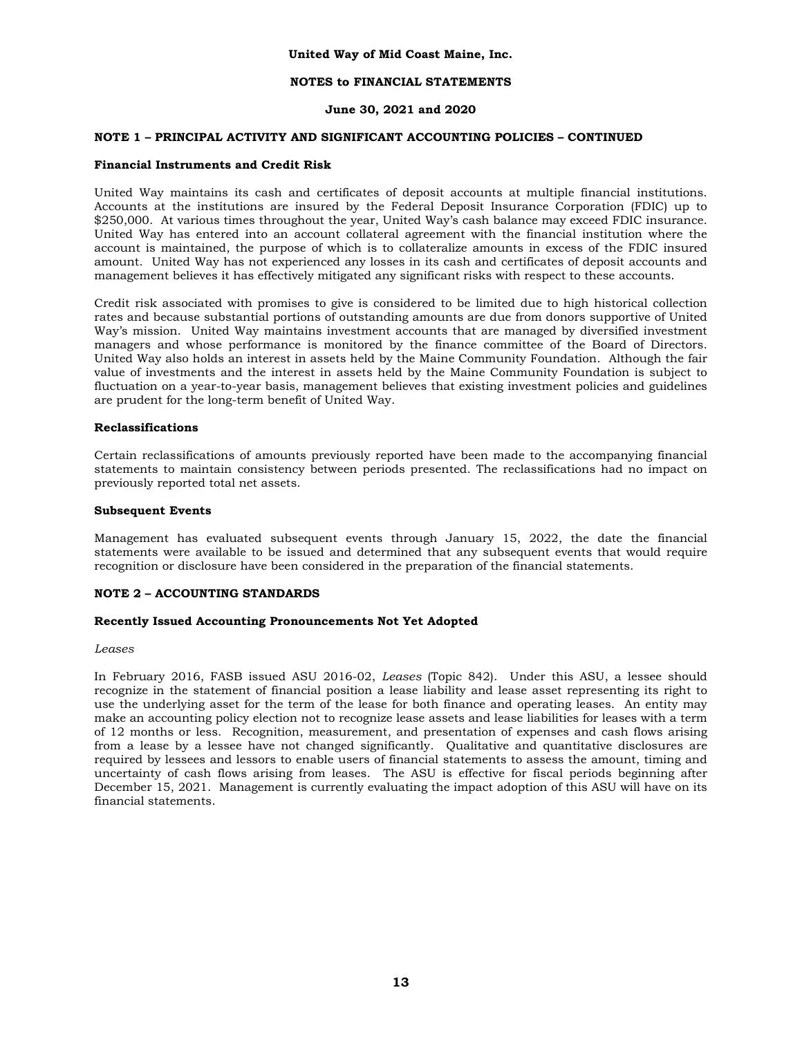## NOTE 1 – PRINCIPAL ACTIVITY AND SIGNIFICANT ACCOUNTING POLICIES – CONTINUED

### Financial Instruments and Credit Risk

United Way maintains its cash and certificates of deposit accounts at multiple financial institutions. Accounts at the institutions are insured by the Federal Deposit Insurance Corporation (FDIC) up to $250,000. At various times throughout the year, United Way's cash balance may exceed FDIC insurance. United Way has entered into an account collateral agreement with the financial institution where the account is maintained, the purpose of which is to collateralize amounts in excess of the FDIC insured amount. United Way has not experienced any losses in its cash and certificates of deposit accounts and management believes it has effectively mitigated any significant risks with respect to these accounts.

Credit risk associated with promises to give is considered to be limited due to high historical collection rates and because substantial portions of outstanding amounts are due from donors supportive of United Way's mission. United Way maintains investment accounts that are managed by diversified investment managers and whose performance is monitored by the finance committee of the Board of Directors. United Way also holds an interest in assets held by the Maine Community Foundation. Although the fair value of investments and the interest in assets held by the Maine Community Foundation is subject to fluctuation on a year-to-year basis, management believes that existing investment policies and guidelines are prudent for the long-term benefit of United Way.

### Reclassifications

Certain reclassifications of amounts previously reported have been made to the accompanying financial statements to maintain consistency between periods presented. The reclassifications had no impact on previously reported total net assets.

### Subsequent Events

Management has evaluated subsequent events through January 15, 2022, the date the financial statements were available to be issued and determined that any subsequent events that would require recognition or disclosure have been considered in the preparation of the financial statements.

## NOTE 2 – ACCOUNTING STANDARDS

### Recently Issued Accounting Pronouncements Not Yet Adopted

*Leases*

In February 2016, FASB issued ASU 2016-02, *Leases* (Topic 842). Under this ASU, a lessee should recognize in the statement of financial position a lease liability and lease asset representing its right to use the underlying asset for the term of the lease for both finance and operating leases. An entity may make an accounting policy election not to recognize lease assets and lease liabilities for leases with a term of 12 months or less. Recognition, measurement, and presentation of expenses and cash flows arising from a lease by a lessee have not changed significantly. Qualitative and quantitative disclosures are required by lessees and lessors to enable users of financial statements to assess the amount, timing and uncertainty of cash flows arising from leases. The ASU is effective for fiscal periods beginning after December 15, 2021. Management is currently evaluating the impact adoption of this ASU will have on its financial statements.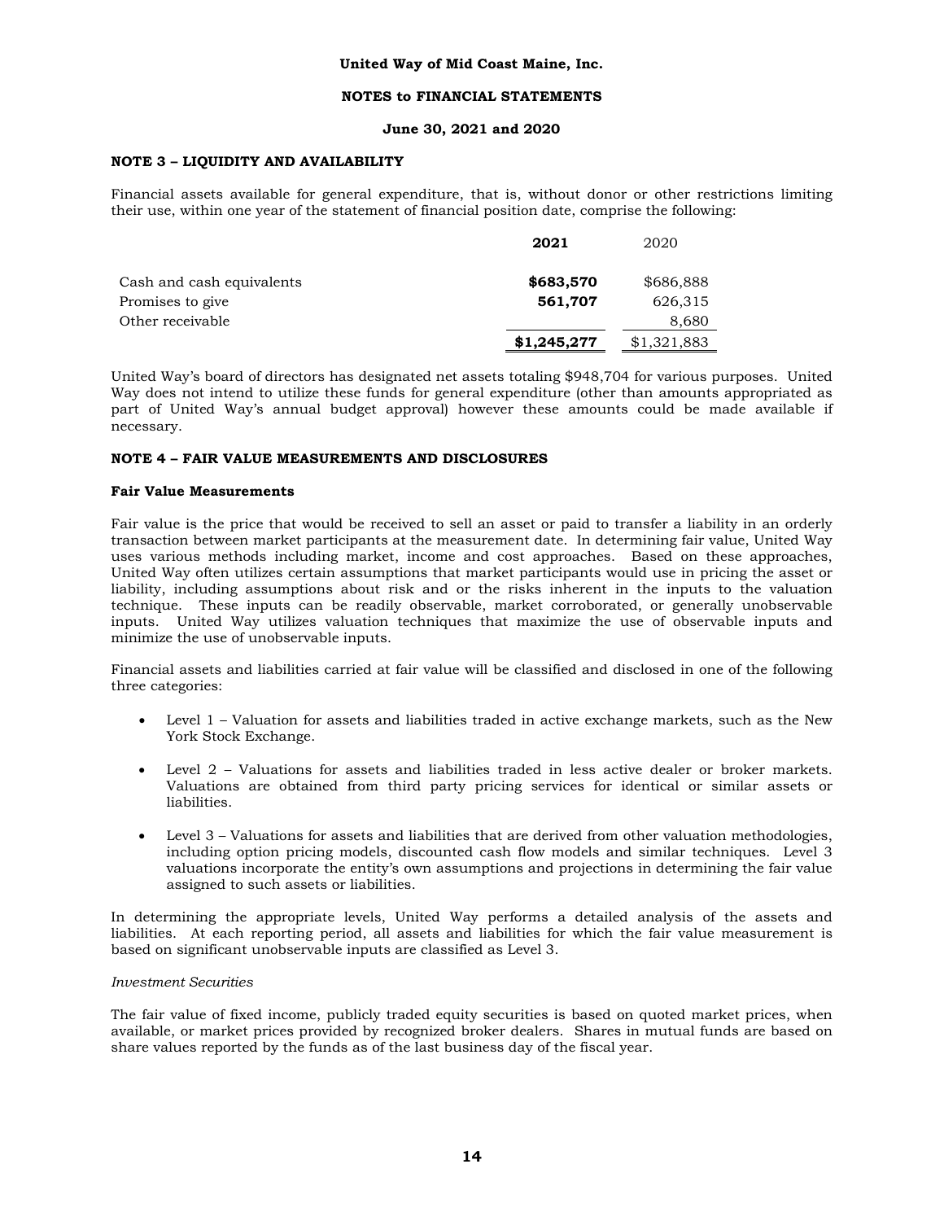United Way of Mid Coast Maine, Inc.

NOTES to FINANCIAL STATEMENTS

June 30, 2021 and 2020

### NOTE 3 – LIQUIDITY AND AVAILABILITY

Financial assets available for general expenditure, that is, without donor or other restrictions limiting their use, within one year of the statement of financial position date, comprise the following:

| | 2021 | 2020 |
|---|---|---|
| Cash and cash equivalents | **$683,570** | $686,888 |
| Promises to give | **561,707** | 626,315 |
| Other receivable | | 8,680 |
| | **$1,245,277** | $1,321,883 |

United Way's board of directors has designated net assets totaling $948,704 for various purposes. United Way does not intend to utilize these funds for general expenditure (other than amounts appropriated as part of United Way's annual budget approval) however these amounts could be made available if necessary.

### NOTE 4 – FAIR VALUE MEASUREMENTS AND DISCLOSURES

#### Fair Value Measurements

Fair value is the price that would be received to sell an asset or paid to transfer a liability in an orderly transaction between market participants at the measurement date. In determining fair value, United Way uses various methods including market, income and cost approaches. Based on these approaches, United Way often utilizes certain assumptions that market participants would use in pricing the asset or liability, including assumptions about risk and or the risks inherent in the inputs to the valuation technique. These inputs can be readily observable, market corroborated, or generally unobservable inputs. United Way utilizes valuation techniques that maximize the use of observable inputs and minimize the use of unobservable inputs.

Financial assets and liabilities carried at fair value will be classified and disclosed in one of the following three categories:

- Level 1 – Valuation for assets and liabilities traded in active exchange markets, such as the New York Stock Exchange.
- Level 2 – Valuations for assets and liabilities traded in less active dealer or broker markets. Valuations are obtained from third party pricing services for identical or similar assets or liabilities.
- Level 3 – Valuations for assets and liabilities that are derived from other valuation methodologies, including option pricing models, discounted cash flow models and similar techniques. Level 3 valuations incorporate the entity's own assumptions and projections in determining the fair value assigned to such assets or liabilities.

In determining the appropriate levels, United Way performs a detailed analysis of the assets and liabilities. At each reporting period, all assets and liabilities for which the fair value measurement is based on significant unobservable inputs are classified as Level 3.

*Investment Securities*

The fair value of fixed income, publicly traded equity securities is based on quoted market prices, when available, or market prices provided by recognized broker dealers. Shares in mutual funds are based on share values reported by the funds as of the last business day of the fiscal year.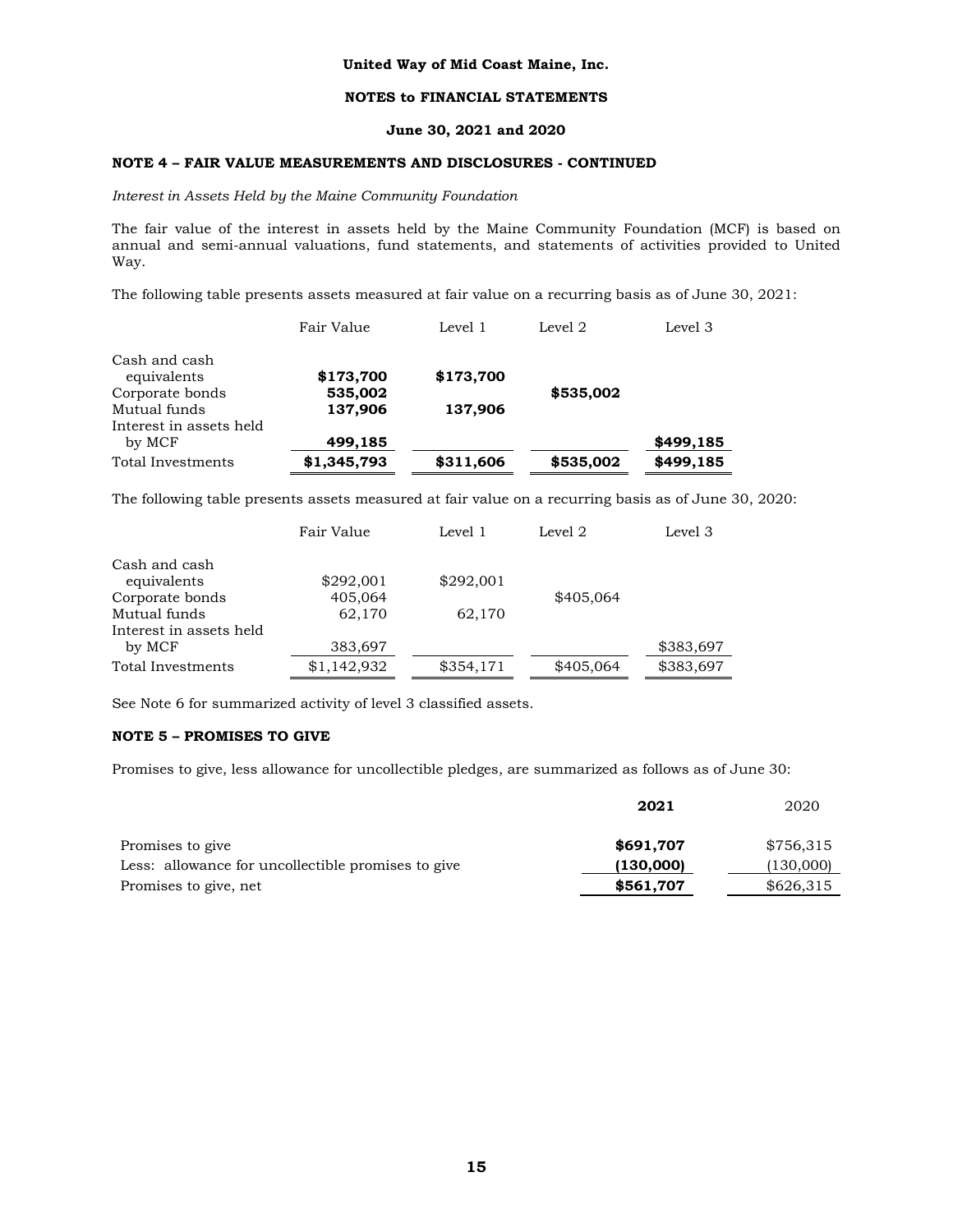### NOTE 4 – FAIR VALUE MEASUREMENTS AND DISCLOSURES - CONTINUED

*Interest in Assets Held by the Maine Community Foundation*

The fair value of the interest in assets held by the Maine Community Foundation (MCF) is based on annual and semi-annual valuations, fund statements, and statements of activities provided to United Way.

The following table presents assets measured at fair value on a recurring basis as of June 30, 2021:

| | Fair Value | Level 1 | Level 2 | Level 3 |
|---|---|---|---|---|
| Cash and cash equivalents | **$173,700** | **$173,700** | | |
| Corporate bonds | **535,002** | | **$535,002** | |
| Mutual funds | **137,906** | **137,906** | | |
| Interest in assets held by MCF | **499,185** | | | **$499,185** |
| Total Investments | **$1,345,793** | **$311,606** | **$535,002** | **$499,185** |

The following table presents assets measured at fair value on a recurring basis as of June 30, 2020:

| | Fair Value | Level 1 | Level 2 | Level 3 |
|---|---|---|---|---|
| Cash and cash equivalents | $292,001 | $292,001 | | |
| Corporate bonds | 405,064 | | $405,064 | |
| Mutual funds | 62,170 | 62,170 | | |
| Interest in assets held by MCF | 383,697 | | | $383,697 |
| Total Investments | $1,142,932 | $354,171 | $405,064 | $383,697 |

See Note 6 for summarized activity of level 3 classified assets.

### NOTE 5 – PROMISES TO GIVE

Promises to give, less allowance for uncollectible pledges, are summarized as follows as of June 30:

| | **2021** | 2020 |
|---|---|---|
| Promises to give | **$691,707** | $756,315 |
| Less: allowance for uncollectible promises to give | **(130,000)** | (130,000) |
| Promises to give, net | **$561,707** | $626,315 |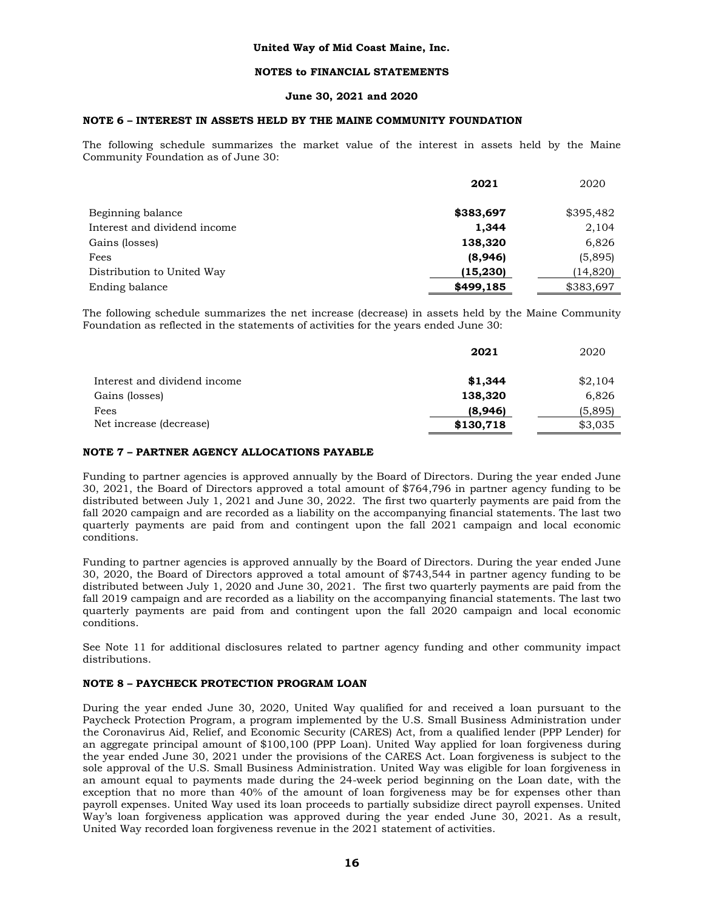# United Way of Mid Coast Maine, Inc.

## NOTES to FINANCIAL STATEMENTS

### June 30, 2021 and 2020

### NOTE 6 – INTEREST IN ASSETS HELD BY THE MAINE COMMUNITY FOUNDATION

The following schedule summarizes the market value of the interest in assets held by the Maine Community Foundation as of June 30:

| | **2021** | 2020 |
|---|---|---|
| Beginning balance | **$383,697** | $395,482 |
| Interest and dividend income | **1,344** | 2,104 |
| Gains (losses) | **138,320** | 6,826 |
| Fees | **(8,946)** | (5,895) |
| Distribution to United Way | **(15,230)** | (14,820) |
| Ending balance | **$499,185** | $383,697 |

The following schedule summarizes the net increase (decrease) in assets held by the Maine Community Foundation as reflected in the statements of activities for the years ended June 30:

| | **2021** | 2020 |
|---|---|---|
| Interest and dividend income | **$1,344** | $2,104 |
| Gains (losses) | **138,320** | 6,826 |
| Fees | **(8,946)** | (5,895) |
| Net increase (decrease) | **$130,718** | $3,035 |

### NOTE 7 – PARTNER AGENCY ALLOCATIONS PAYABLE

Funding to partner agencies is approved annually by the Board of Directors. During the year ended June 30, 2021, the Board of Directors approved a total amount of $764,796 in partner agency funding to be distributed between July 1, 2021 and June 30, 2022. The first two quarterly payments are paid from the fall 2020 campaign and are recorded as a liability on the accompanying financial statements. The last two quarterly payments are paid from and contingent upon the fall 2021 campaign and local economic conditions.

Funding to partner agencies is approved annually by the Board of Directors. During the year ended June 30, 2020, the Board of Directors approved a total amount of $743,544 in partner agency funding to be distributed between July 1, 2020 and June 30, 2021. The first two quarterly payments are paid from the fall 2019 campaign and are recorded as a liability on the accompanying financial statements. The last two quarterly payments are paid from and contingent upon the fall 2020 campaign and local economic conditions.

See Note 11 for additional disclosures related to partner agency funding and other community impact distributions.

### NOTE 8 – PAYCHECK PROTECTION PROGRAM LOAN

During the year ended June 30, 2020, United Way qualified for and received a loan pursuant to the Paycheck Protection Program, a program implemented by the U.S. Small Business Administration under the Coronavirus Aid, Relief, and Economic Security (CARES) Act, from a qualified lender (PPP Lender) for an aggregate principal amount of $100,100 (PPP Loan). United Way applied for loan forgiveness during the year ended June 30, 2021 under the provisions of the CARES Act. Loan forgiveness is subject to the sole approval of the U.S. Small Business Administration. United Way was eligible for loan forgiveness in an amount equal to payments made during the 24-week period beginning on the Loan date, with the exception that no more than 40% of the amount of loan forgiveness may be for expenses other than payroll expenses. United Way used its loan proceeds to partially subsidize direct payroll expenses. United Way's loan forgiveness application was approved during the year ended June 30, 2021. As a result, United Way recorded loan forgiveness revenue in the 2021 statement of activities.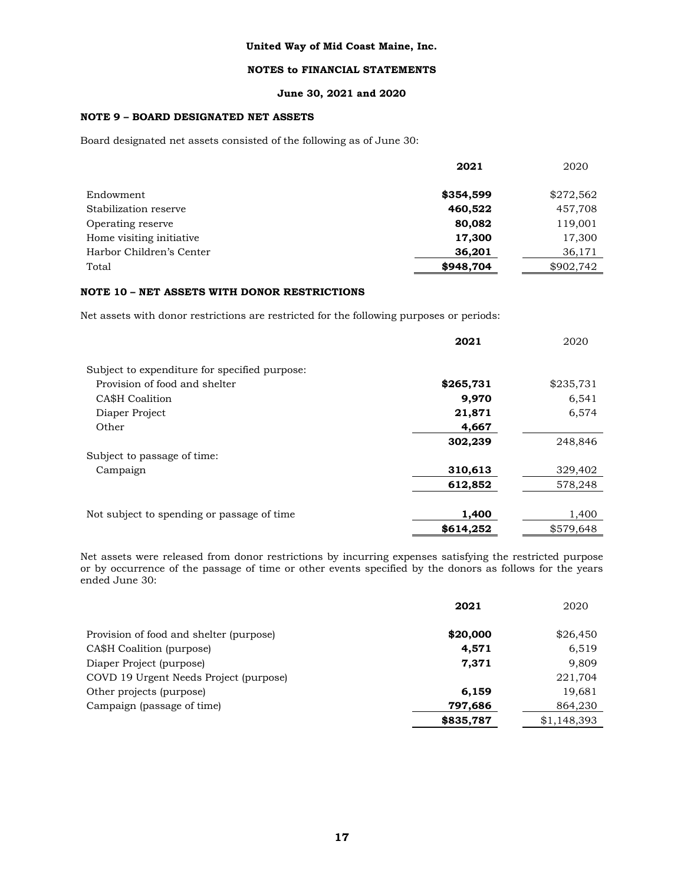United Way of Mid Coast Maine, Inc.

NOTES to FINANCIAL STATEMENTS

June 30, 2021 and 2020

### NOTE 9 – BOARD DESIGNATED NET ASSETS

Board designated net assets consisted of the following as of June 30:

| | 2021 | 2020 |
|---|---|---|
| Endowment | $354,599 | $272,562 |
| Stabilization reserve | 460,522 | 457,708 |
| Operating reserve | 80,082 | 119,001 |
| Home visiting initiative | 17,300 | 17,300 |
| Harbor Children's Center | 36,201 | 36,171 |
| Total | $948,704 | $902,742 |

### NOTE 10 – NET ASSETS WITH DONOR RESTRICTIONS

Net assets with donor restrictions are restricted for the following purposes or periods:

| | 2021 | 2020 |
|---|---|---|
| Subject to expenditure for specified purpose: | | |
| Provision of food and shelter | $265,731 | $235,731 |
| CA$H Coalition | 9,970 | 6,541 |
| Diaper Project | 21,871 | 6,574 |
| Other | 4,667 | |
| | 302,239 | 248,846 |
| Subject to passage of time: | | |
| Campaign | 310,613 | 329,402 |
| | 612,852 | 578,248 |
| Not subject to spending or passage of time | 1,400 | 1,400 |
| | $614,252 | $579,648 |

Net assets were released from donor restrictions by incurring expenses satisfying the restricted purpose or by occurrence of the passage of time or other events specified by the donors as follows for the years ended June 30:

| | 2021 | 2020 |
|---|---|---|
| Provision of food and shelter (purpose) | $20,000 | $26,450 |
| CA$H Coalition (purpose) | 4,571 | 6,519 |
| Diaper Project (purpose) | 7,371 | 9,809 |
| COVD 19 Urgent Needs Project (purpose) | | 221,704 |
| Other projects (purpose) | 6,159 | 19,681 |
| Campaign (passage of time) | 797,686 | 864,230 |
| | $835,787 | $1,148,393 |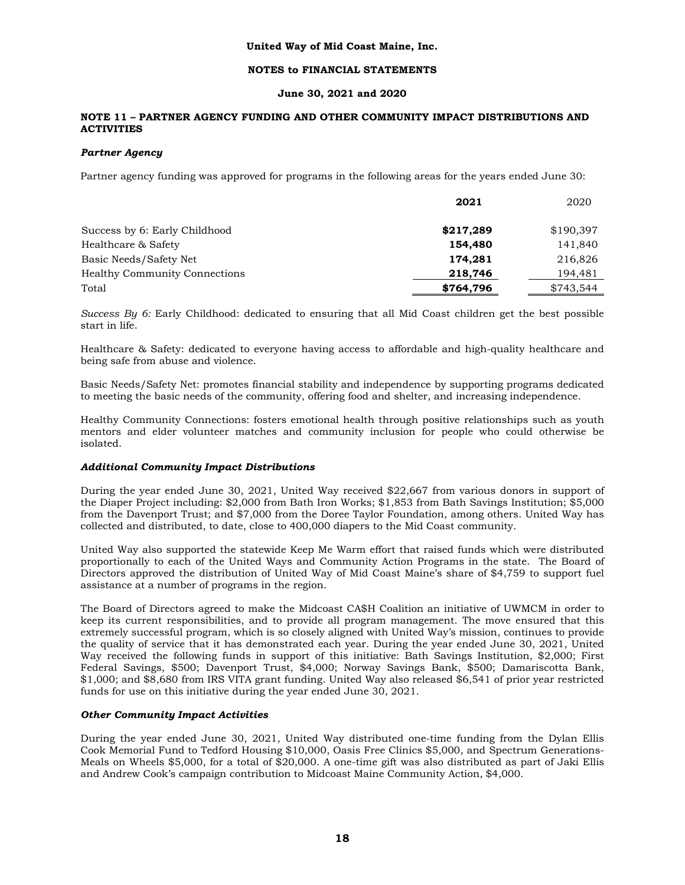United Way of Mid Coast Maine, Inc.

NOTES to FINANCIAL STATEMENTS

June 30, 2021 and 2020

## NOTE 11 – PARTNER AGENCY FUNDING AND OTHER COMMUNITY IMPACT DISTRIBUTIONS AND ACTIVITIES

### *Partner Agency*

Partner agency funding was approved for programs in the following areas for the years ended June 30:

| | **2021** | 2020 |
|---|---|---|
| Success by 6: Early Childhood | **$217,289** | $190,397 |
| Healthcare & Safety | **154,480** | 141,840 |
| Basic Needs/Safety Net | **174,281** | 216,826 |
| Healthy Community Connections | **218,746** | 194,481 |
| Total | **$764,796** | $743,544 |

*Success By 6:* Early Childhood: dedicated to ensuring that all Mid Coast children get the best possible start in life.

Healthcare & Safety: dedicated to everyone having access to affordable and high-quality healthcare and being safe from abuse and violence.

Basic Needs/Safety Net: promotes financial stability and independence by supporting programs dedicated to meeting the basic needs of the community, offering food and shelter, and increasing independence.

Healthy Community Connections: fosters emotional health through positive relationships such as youth mentors and elder volunteer matches and community inclusion for people who could otherwise be isolated.

### *Additional Community Impact Distributions*

During the year ended June 30, 2021, United Way received $22,667 from various donors in support of the Diaper Project including: $2,000 from Bath Iron Works; $1,853 from Bath Savings Institution; $5,000 from the Davenport Trust; and $7,000 from the Doree Taylor Foundation, among others. United Way has collected and distributed, to date, close to 400,000 diapers to the Mid Coast community.

United Way also supported the statewide Keep Me Warm effort that raised funds which were distributed proportionally to each of the United Ways and Community Action Programs in the state. The Board of Directors approved the distribution of United Way of Mid Coast Maine's share of $4,759 to support fuel assistance at a number of programs in the region.

The Board of Directors agreed to make the Midcoast CA$H Coalition an initiative of UWMCM in order to keep its current responsibilities, and to provide all program management. The move ensured that this extremely successful program, which is so closely aligned with United Way's mission, continues to provide the quality of service that it has demonstrated each year. During the year ended June 30, 2021, United Way received the following funds in support of this initiative: Bath Savings Institution, $2,000; First Federal Savings, $500; Davenport Trust, $4,000; Norway Savings Bank, $500; Damariscotta Bank, $1,000; and $8,680 from IRS VITA grant funding. United Way also released $6,541 of prior year restricted funds for use on this initiative during the year ended June 30, 2021.

### *Other Community Impact Activities*

During the year ended June 30, 2021, United Way distributed one-time funding from the Dylan Ellis Cook Memorial Fund to Tedford Housing $10,000, Oasis Free Clinics $5,000, and Spectrum Generations-Meals on Wheels $5,000, for a total of $20,000. A one-time gift was also distributed as part of Jaki Ellis and Andrew Cook's campaign contribution to Midcoast Maine Community Action, $4,000.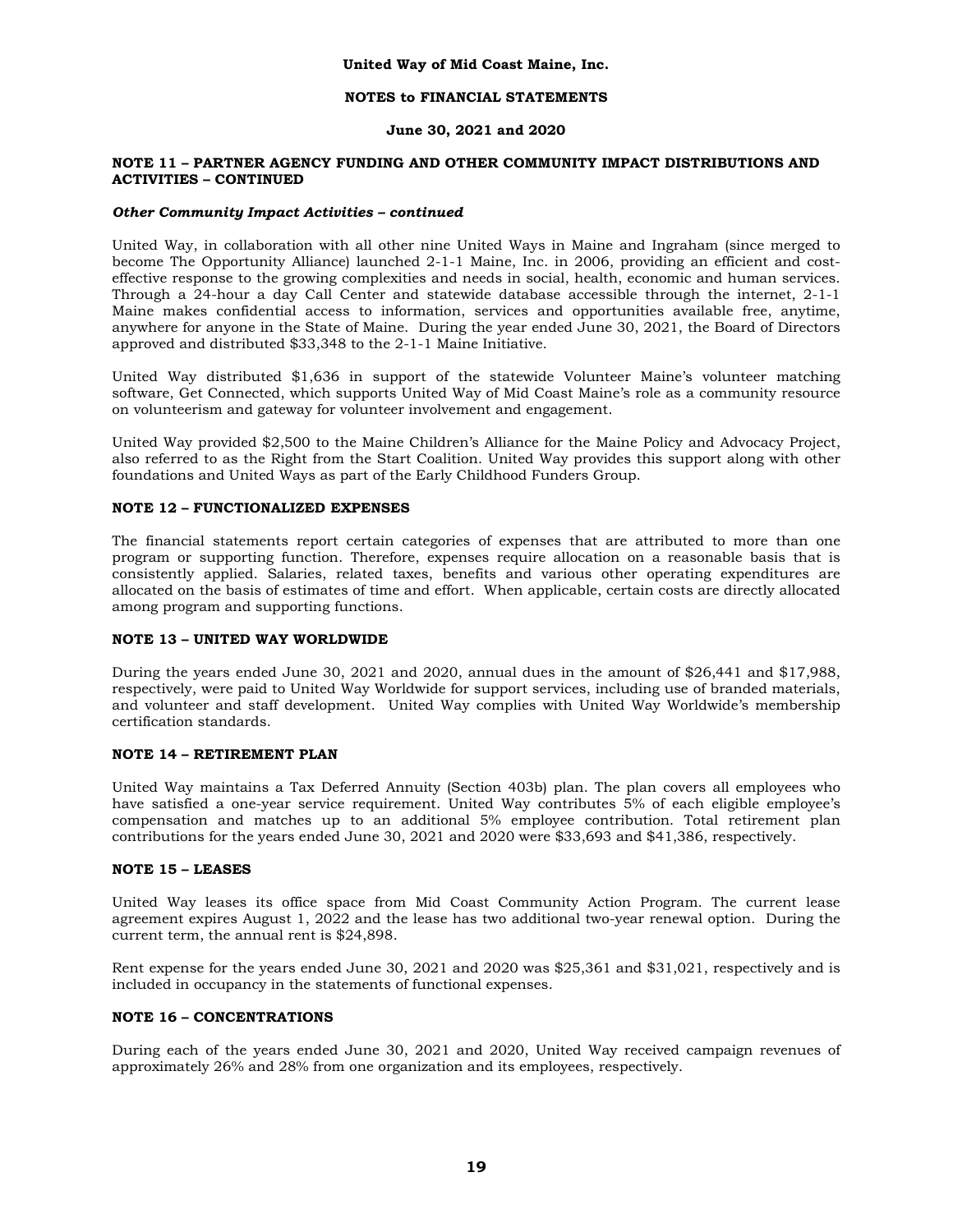## NOTE 11 – PARTNER AGENCY FUNDING AND OTHER COMMUNITY IMPACT DISTRIBUTIONS AND ACTIVITIES – CONTINUED

***Other Community Impact Activities – continued***

United Way, in collaboration with all other nine United Ways in Maine and Ingraham (since merged to become The Opportunity Alliance) launched 2-1-1 Maine, Inc. in 2006, providing an efficient and cost-effective response to the growing complexities and needs in social, health, economic and human services. Through a 24-hour a day Call Center and statewide database accessible through the internet, 2-1-1 Maine makes confidential access to information, services and opportunities available free, anytime, anywhere for anyone in the State of Maine. During the year ended June 30, 2021, the Board of Directors approved and distributed $33,348 to the 2-1-1 Maine Initiative.

United Way distributed $1,636 in support of the statewide Volunteer Maine's volunteer matching software, Get Connected, which supports United Way of Mid Coast Maine's role as a community resource on volunteerism and gateway for volunteer involvement and engagement.

United Way provided $2,500 to the Maine Children's Alliance for the Maine Policy and Advocacy Project, also referred to as the Right from the Start Coalition. United Way provides this support along with other foundations and United Ways as part of the Early Childhood Funders Group.

## NOTE 12 – FUNCTIONALIZED EXPENSES

The financial statements report certain categories of expenses that are attributed to more than one program or supporting function. Therefore, expenses require allocation on a reasonable basis that is consistently applied. Salaries, related taxes, benefits and various other operating expenditures are allocated on the basis of estimates of time and effort. When applicable, certain costs are directly allocated among program and supporting functions.

## NOTE 13 – UNITED WAY WORLDWIDE

During the years ended June 30, 2021 and 2020, annual dues in the amount of $26,441 and $17,988, respectively, were paid to United Way Worldwide for support services, including use of branded materials, and volunteer and staff development. United Way complies with United Way Worldwide's membership certification standards.

## NOTE 14 – RETIREMENT PLAN

United Way maintains a Tax Deferred Annuity (Section 403b) plan. The plan covers all employees who have satisfied a one-year service requirement. United Way contributes 5% of each eligible employee's compensation and matches up to an additional 5% employee contribution. Total retirement plan contributions for the years ended June 30, 2021 and 2020 were $33,693 and $41,386, respectively.

## NOTE 15 – LEASES

United Way leases its office space from Mid Coast Community Action Program. The current lease agreement expires August 1, 2022 and the lease has two additional two-year renewal option. During the current term, the annual rent is $24,898.

Rent expense for the years ended June 30, 2021 and 2020 was $25,361 and $31,021, respectively and is included in occupancy in the statements of functional expenses.

## NOTE 16 – CONCENTRATIONS

During each of the years ended June 30, 2021 and 2020, United Way received campaign revenues of approximately 26% and 28% from one organization and its employees, respectively.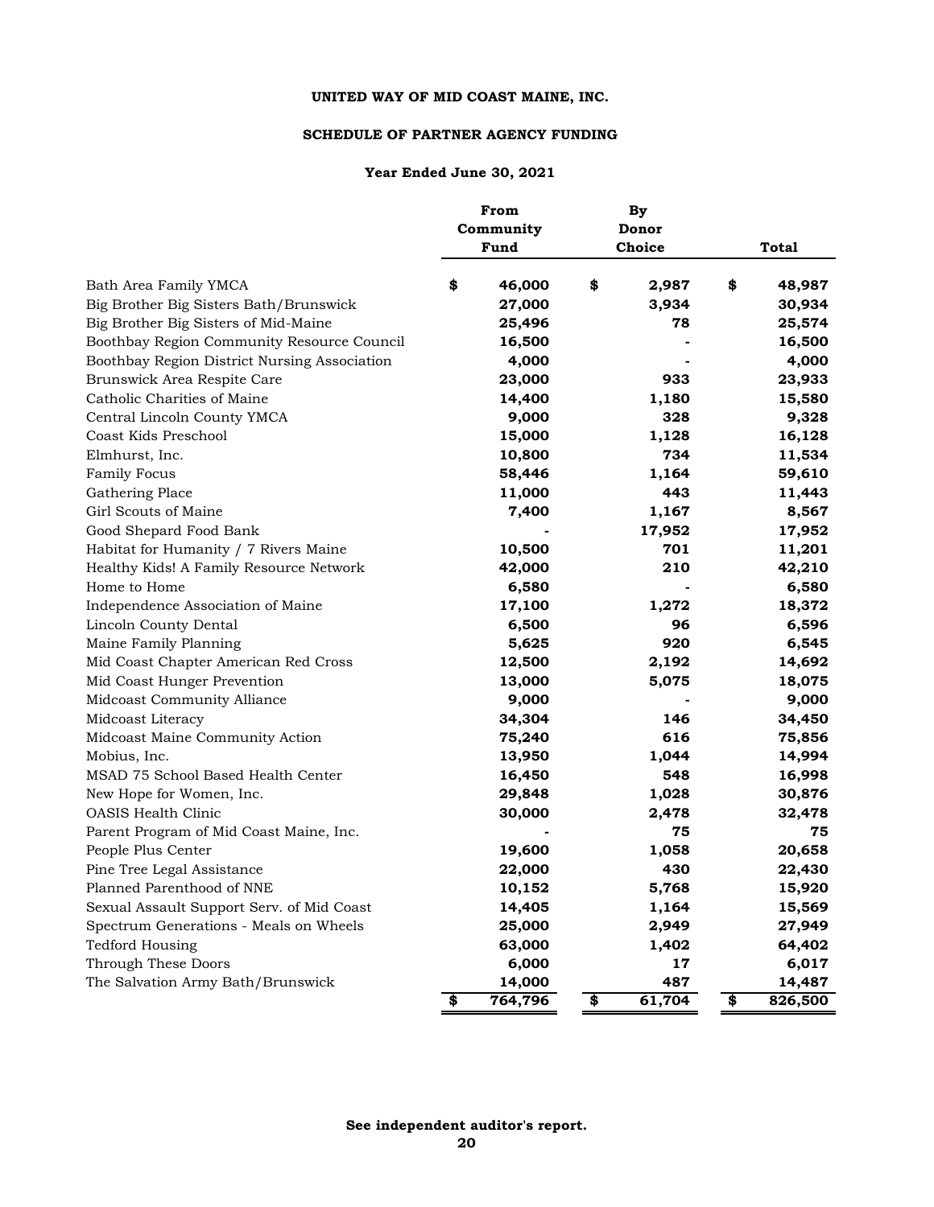# UNITED WAY OF MID COAST MAINE, INC.

## SCHEDULE OF PARTNER AGENCY FUNDING

### Year Ended June 30, 2021

| | From Community Fund | By Donor Choice | Total |
|---|---|---|---|
| Bath Area Family YMCA | $ 46,000 | $ 2,987 | $ 48,987 |
| Big Brother Big Sisters Bath/Brunswick | 27,000 | 3,934 | 30,934 |
| Big Brother Big Sisters of Mid-Maine | 25,496 | 78 | 25,574 |
| Boothbay Region Community Resource Council | 16,500 | - | 16,500 |
| Boothbay Region District Nursing Association | 4,000 | - | 4,000 |
| Brunswick Area Respite Care | 23,000 | 933 | 23,933 |
| Catholic Charities of Maine | 14,400 | 1,180 | 15,580 |
| Central Lincoln County YMCA | 9,000 | 328 | 9,328 |
| Coast Kids Preschool | 15,000 | 1,128 | 16,128 |
| Elmhurst, Inc. | 10,800 | 734 | 11,534 |
| Family Focus | 58,446 | 1,164 | 59,610 |
| Gathering Place | 11,000 | 443 | 11,443 |
| Girl Scouts of Maine | 7,400 | 1,167 | 8,567 |
| Good Shepard Food Bank | - | 17,952 | 17,952 |
| Habitat for Humanity / 7 Rivers Maine | 10,500 | 701 | 11,201 |
| Healthy Kids! A Family Resource Network | 42,000 | 210 | 42,210 |
| Home to Home | 6,580 | - | 6,580 |
| Independence Association of Maine | 17,100 | 1,272 | 18,372 |
| Lincoln County Dental | 6,500 | 96 | 6,596 |
| Maine Family Planning | 5,625 | 920 | 6,545 |
| Mid Coast Chapter American Red Cross | 12,500 | 2,192 | 14,692 |
| Mid Coast Hunger Prevention | 13,000 | 5,075 | 18,075 |
| Midcoast Community Alliance | 9,000 | - | 9,000 |
| Midcoast Literacy | 34,304 | 146 | 34,450 |
| Midcoast Maine Community Action | 75,240 | 616 | 75,856 |
| Mobius, Inc. | 13,950 | 1,044 | 14,994 |
| MSAD 75 School Based Health Center | 16,450 | 548 | 16,998 |
| New Hope for Women, Inc. | 29,848 | 1,028 | 30,876 |
| OASIS Health Clinic | 30,000 | 2,478 | 32,478 |
| Parent Program of Mid Coast Maine, Inc. | - | 75 | 75 |
| People Plus Center | 19,600 | 1,058 | 20,658 |
| Pine Tree Legal Assistance | 22,000 | 430 | 22,430 |
| Planned Parenthood of NNE | 10,152 | 5,768 | 15,920 |
| Sexual Assault Support Serv. of Mid Coast | 14,405 | 1,164 | 15,569 |
| Spectrum Generations - Meals on Wheels | 25,000 | 2,949 | 27,949 |
| Tedford Housing | 63,000 | 1,402 | 64,402 |
| Through These Doors | 6,000 | 17 | 6,017 |
| The Salvation Army Bath/Brunswick | 14,000 | 487 | 14,487 |
| | $ 764,796 | $ 61,704 | $ 826,500 |

**See independent auditor's report.**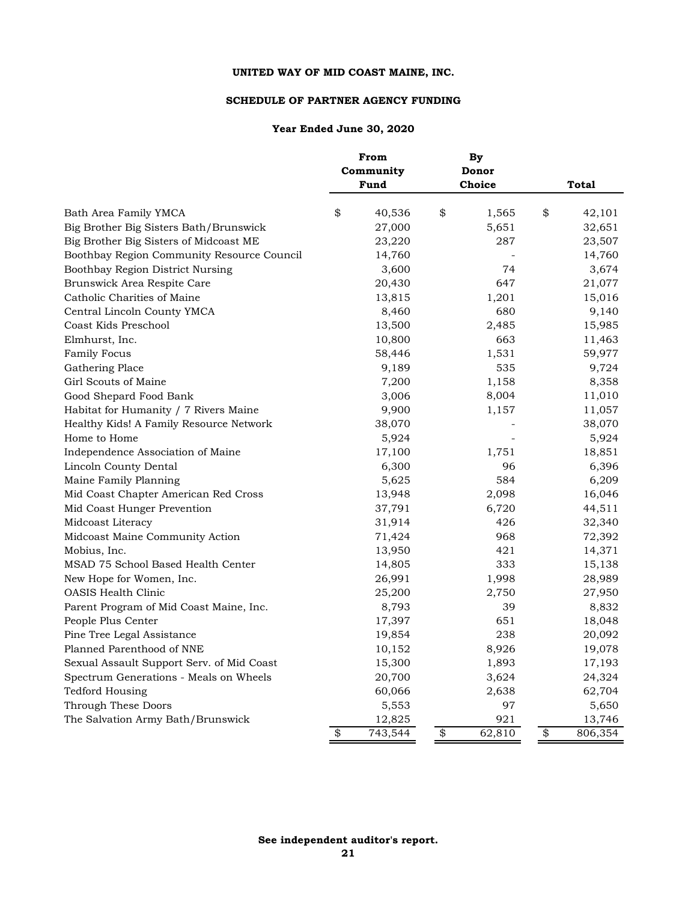**UNITED WAY OF MID COAST MAINE, INC.**

**SCHEDULE OF PARTNER AGENCY FUNDING**

**Year Ended June 30, 2020**

| | From Community Fund | By Donor Choice | Total |
|---|---|---|---|
| Bath Area Family YMCA | $ 40,536 | $ 1,565 | $ 42,101 |
| Big Brother Big Sisters Bath/Brunswick | 27,000 | 5,651 | 32,651 |
| Big Brother Big Sisters of Midcoast ME | 23,220 | 287 | 23,507 |
| Boothbay Region Community Resource Council | 14,760 | - | 14,760 |
| Boothbay Region District Nursing | 3,600 | 74 | 3,674 |
| Brunswick Area Respite Care | 20,430 | 647 | 21,077 |
| Catholic Charities of Maine | 13,815 | 1,201 | 15,016 |
| Central Lincoln County YMCA | 8,460 | 680 | 9,140 |
| Coast Kids Preschool | 13,500 | 2,485 | 15,985 |
| Elmhurst, Inc. | 10,800 | 663 | 11,463 |
| Family Focus | 58,446 | 1,531 | 59,977 |
| Gathering Place | 9,189 | 535 | 9,724 |
| Girl Scouts of Maine | 7,200 | 1,158 | 8,358 |
| Good Shepard Food Bank | 3,006 | 8,004 | 11,010 |
| Habitat for Humanity / 7 Rivers Maine | 9,900 | 1,157 | 11,057 |
| Healthy Kids! A Family Resource Network | 38,070 | - | 38,070 |
| Home to Home | 5,924 | - | 5,924 |
| Independence Association of Maine | 17,100 | 1,751 | 18,851 |
| Lincoln County Dental | 6,300 | 96 | 6,396 |
| Maine Family Planning | 5,625 | 584 | 6,209 |
| Mid Coast Chapter American Red Cross | 13,948 | 2,098 | 16,046 |
| Mid Coast Hunger Prevention | 37,791 | 6,720 | 44,511 |
| Midcoast Literacy | 31,914 | 426 | 32,340 |
| Midcoast Maine Community Action | 71,424 | 968 | 72,392 |
| Mobius, Inc. | 13,950 | 421 | 14,371 |
| MSAD 75 School Based Health Center | 14,805 | 333 | 15,138 |
| New Hope for Women, Inc. | 26,991 | 1,998 | 28,989 |
| OASIS Health Clinic | 25,200 | 2,750 | 27,950 |
| Parent Program of Mid Coast Maine, Inc. | 8,793 | 39 | 8,832 |
| People Plus Center | 17,397 | 651 | 18,048 |
| Pine Tree Legal Assistance | 19,854 | 238 | 20,092 |
| Planned Parenthood of NNE | 10,152 | 8,926 | 19,078 |
| Sexual Assault Support Serv. of Mid Coast | 15,300 | 1,893 | 17,193 |
| Spectrum Generations - Meals on Wheels | 20,700 | 3,624 | 24,324 |
| Tedford Housing | 60,066 | 2,638 | 62,704 |
| Through These Doors | 5,553 | 97 | 5,650 |
| The Salvation Army Bath/Brunswick | 12,825 | 921 | 13,746 |
| | $ 743,544 | $ 62,810 | $ 806,354 |

**See independent auditor's report.**